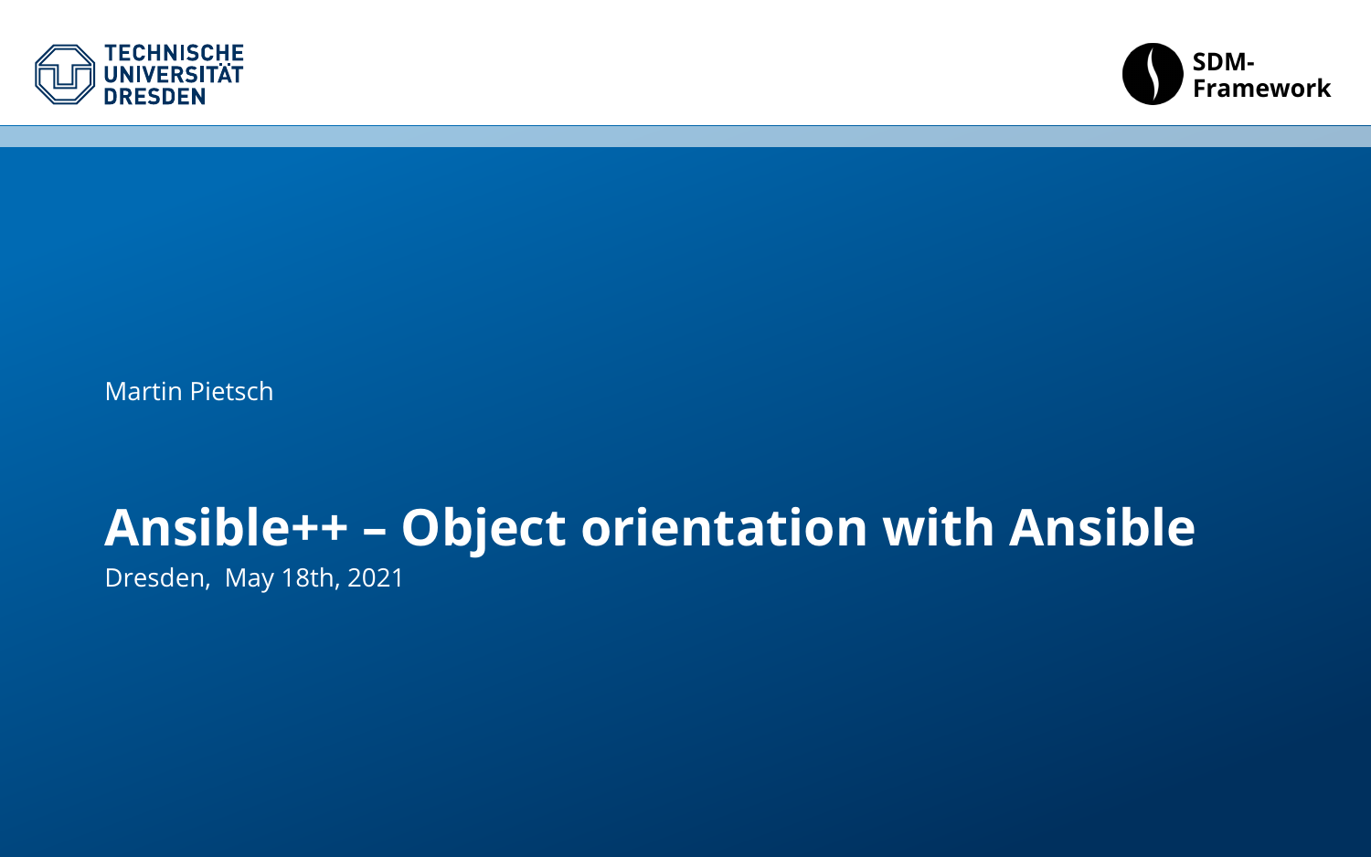TECHNISCHE UNIVERSITÄT DRESDEN

SDM-Framework

Martin Pietsch

# Ansible++ – Object orientation with Ansible

Dresden, May 18th, 2021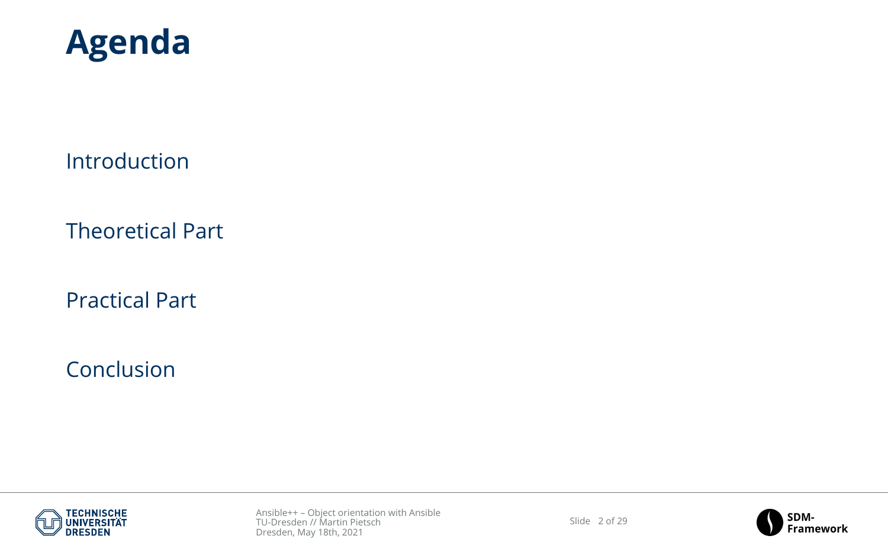# Agenda

Introduction

Theoretical Part

Practical Part

Conclusion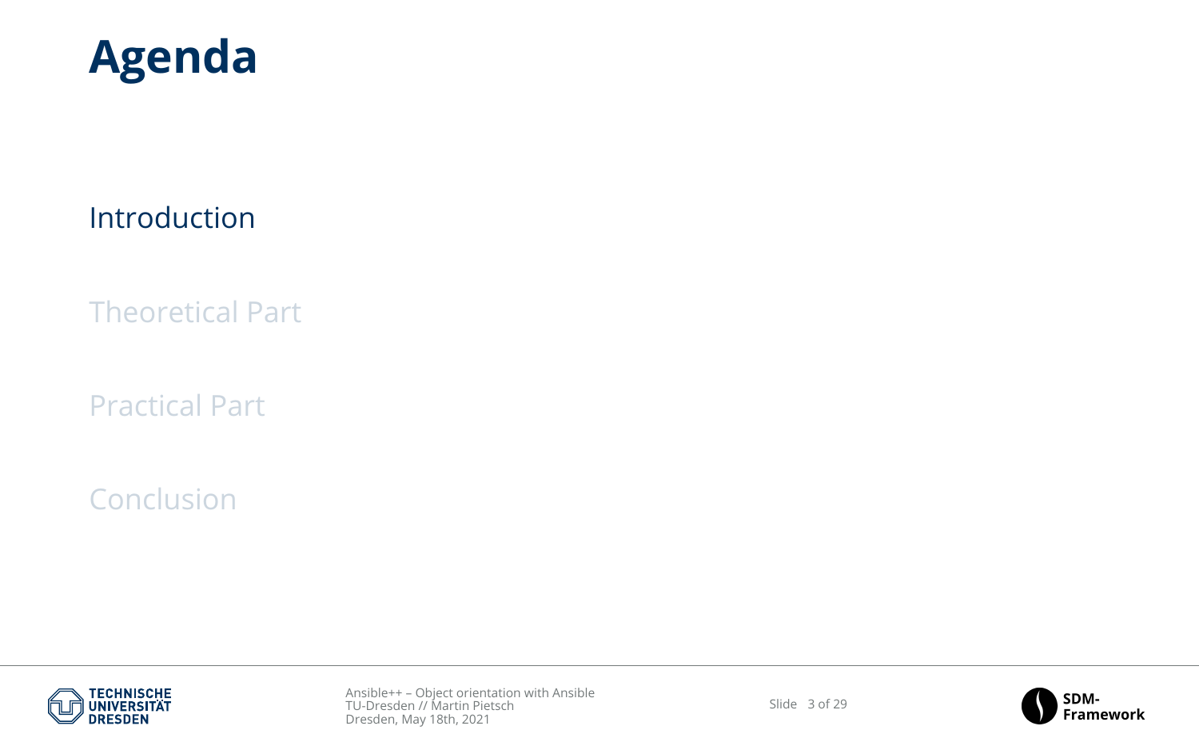# Agenda

Introduction

Theoretical Part

Practical Part

Conclusion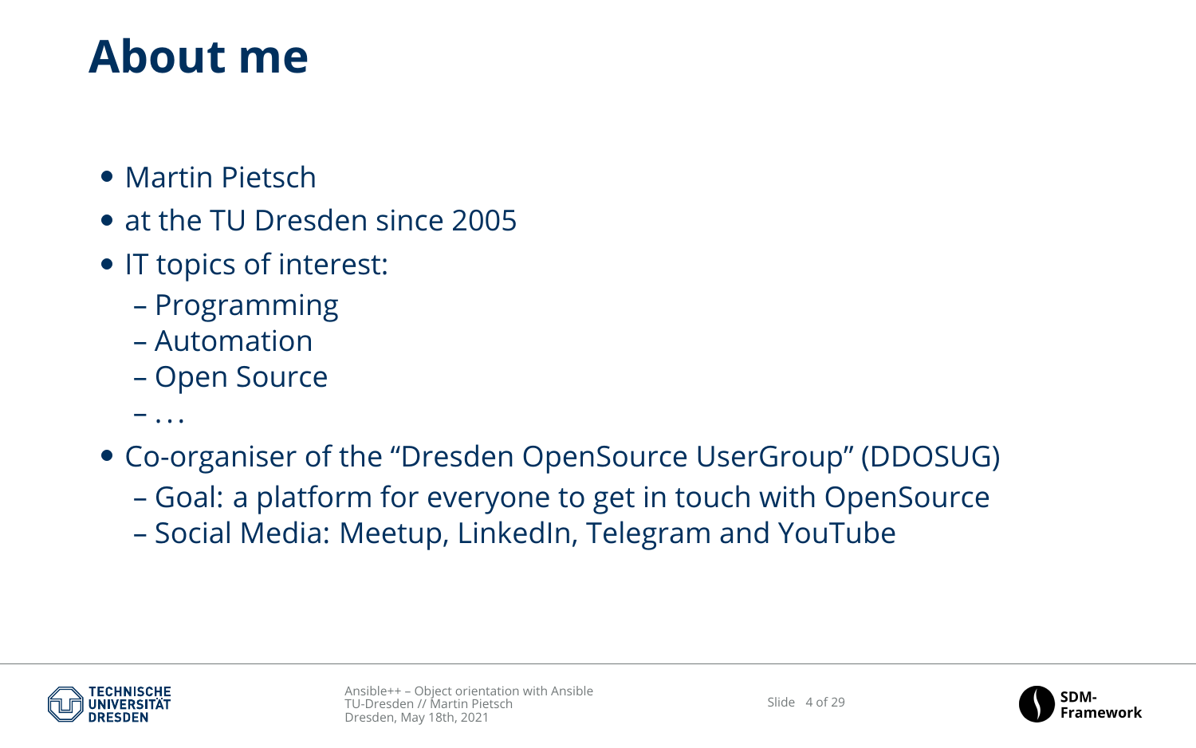# About me

- Martin Pietsch
- at the TU Dresden since 2005
- IT topics of interest:
  - Programming
  - Automation
  - Open Source
  - ...
- Co-organiser of the “Dresden OpenSource UserGroup” (DDOSUG)
  - Goal: a platform for everyone to get in touch with OpenSource
  - Social Media: Meetup, LinkedIn, Telegram and YouTube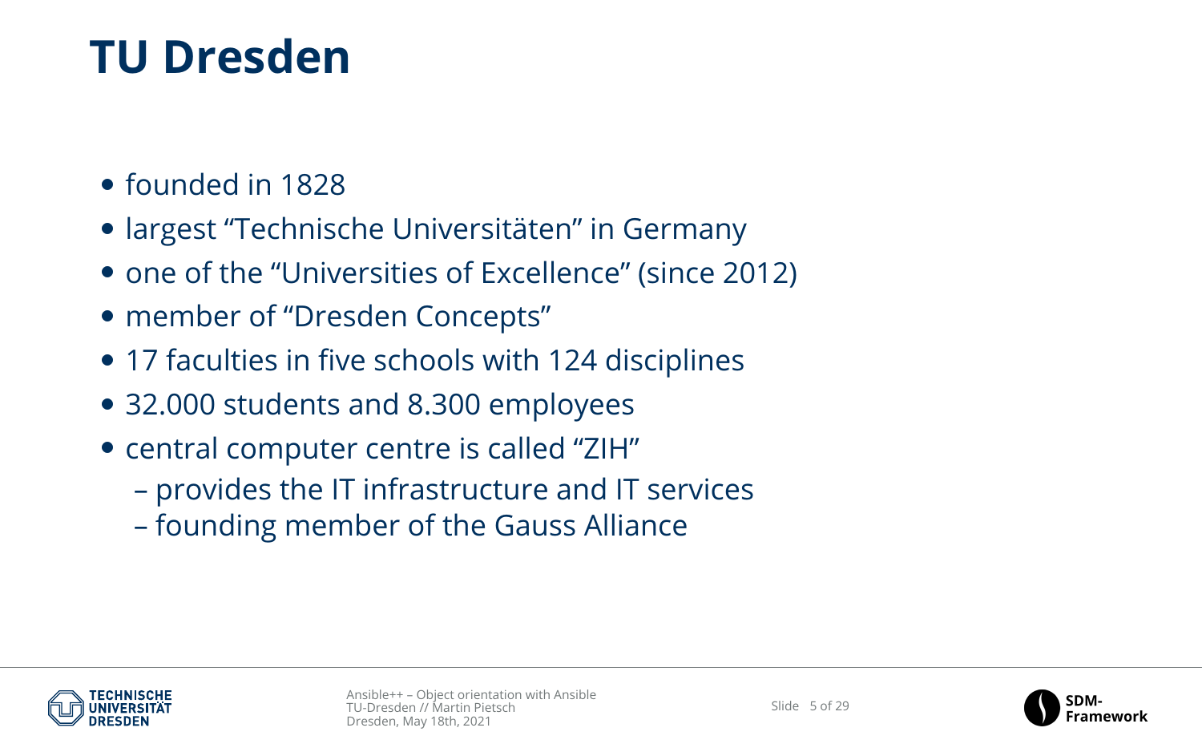# TU Dresden

- founded in 1828
- largest “Technische Universitäten” in Germany
- one of the “Universities of Excellence” (since 2012)
- member of “Dresden Concepts”
- 17 faculties in five schools with 124 disciplines
- 32.000 students and 8.300 employees
- central computer centre is called “ZIH”
  - provides the IT infrastructure and IT services
  - founding member of the Gauss Alliance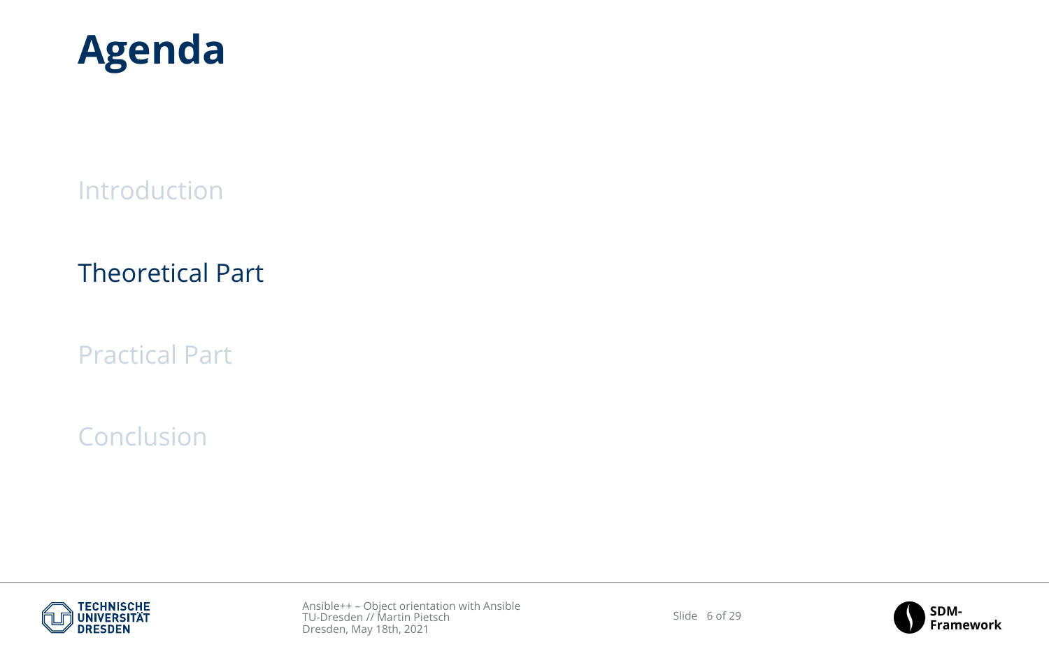# Agenda

Introduction

Theoretical Part

Practical Part

Conclusion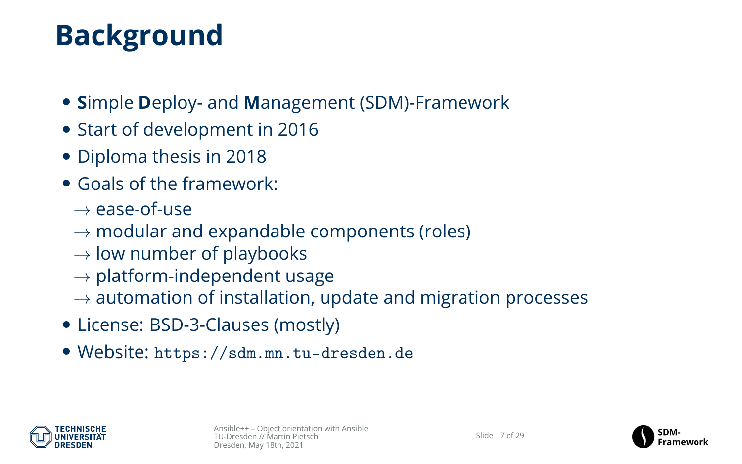# Background

- **S**imple **D**eploy- and **M**anagement (SDM)-Framework
- Start of development in 2016
- Diploma thesis in 2018
- Goals of the framework:
  - $\rightarrow$ ease-of-use
  - $\rightarrow$ modular and expandable components (roles)
  - $\rightarrow$ low number of playbooks
  - $\rightarrow$ platform-independent usage
  - $\rightarrow$ automation of installation, update and migration processes
- License: BSD-3-Clauses (mostly)
- Website: `https://sdm.mn.tu-dresden.de`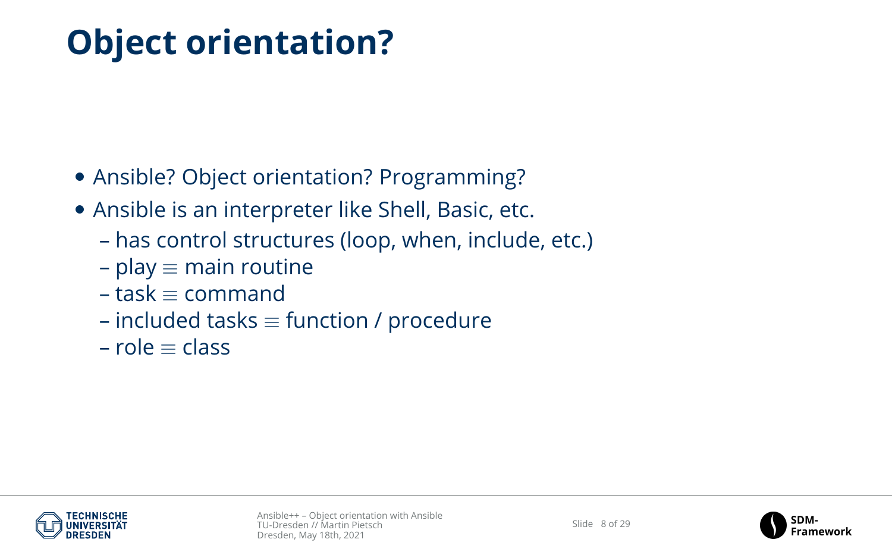# Object orientation?

- Ansible? Object orientation? Programming?
- Ansible is an interpreter like Shell, Basic, etc.
  - has control structures (loop, when, include, etc.)
  - play $\equiv$ main routine
  - task $\equiv$ command
  - included tasks $\equiv$ function / procedure
  - role $\equiv$ class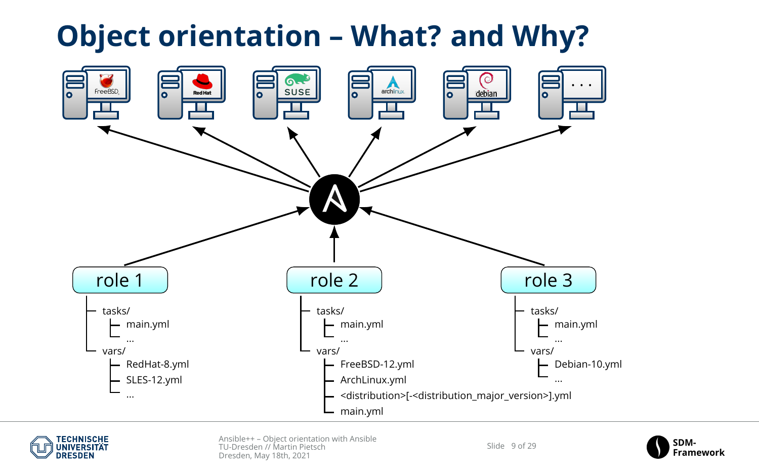# Object orientation – What? and Why?

FreeBSD | Red Hat | SUSE | archlinux | debian | . . .

**role 1**

```
tasks/
  main.yml
  …
vars/
  RedHat-8.yml
  SLES-12.yml
  …
```

**role 2**

```
tasks/
  main.yml
  …
vars/
  FreeBSD-12.yml
  ArchLinux.yml
  <distribution>[-<distribution_major_version>].yml
  main.yml
```

**role 3**

```
tasks/
  main.yml
  …
vars/
  Debian-10.yml
  …
```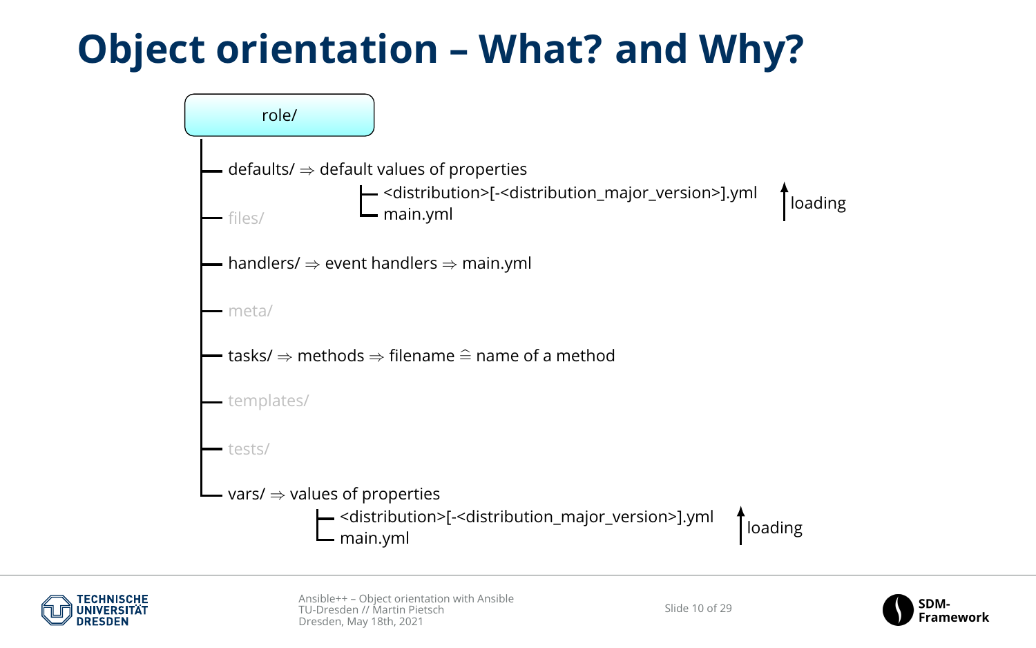# Object orientation – What? and Why?

role/

- defaults/ ⇒ default values of properties
  - <distribution>[-<distribution_major_version>].yml
  - main.yml
  
  ↑ loading
- files/
- handlers/ ⇒ event handlers ⇒ main.yml
- meta/
- tasks/ ⇒ methods ⇒ filename ≙ name of a method
- templates/
- tests/
- vars/ ⇒ values of properties
  - <distribution>[-<distribution_major_version>].yml
  - main.yml
  
  ↑ loading

Ansible++ – Object orientation with Ansible
TU-Dresden // Martin Pietsch
Dresden, May 18th, 2021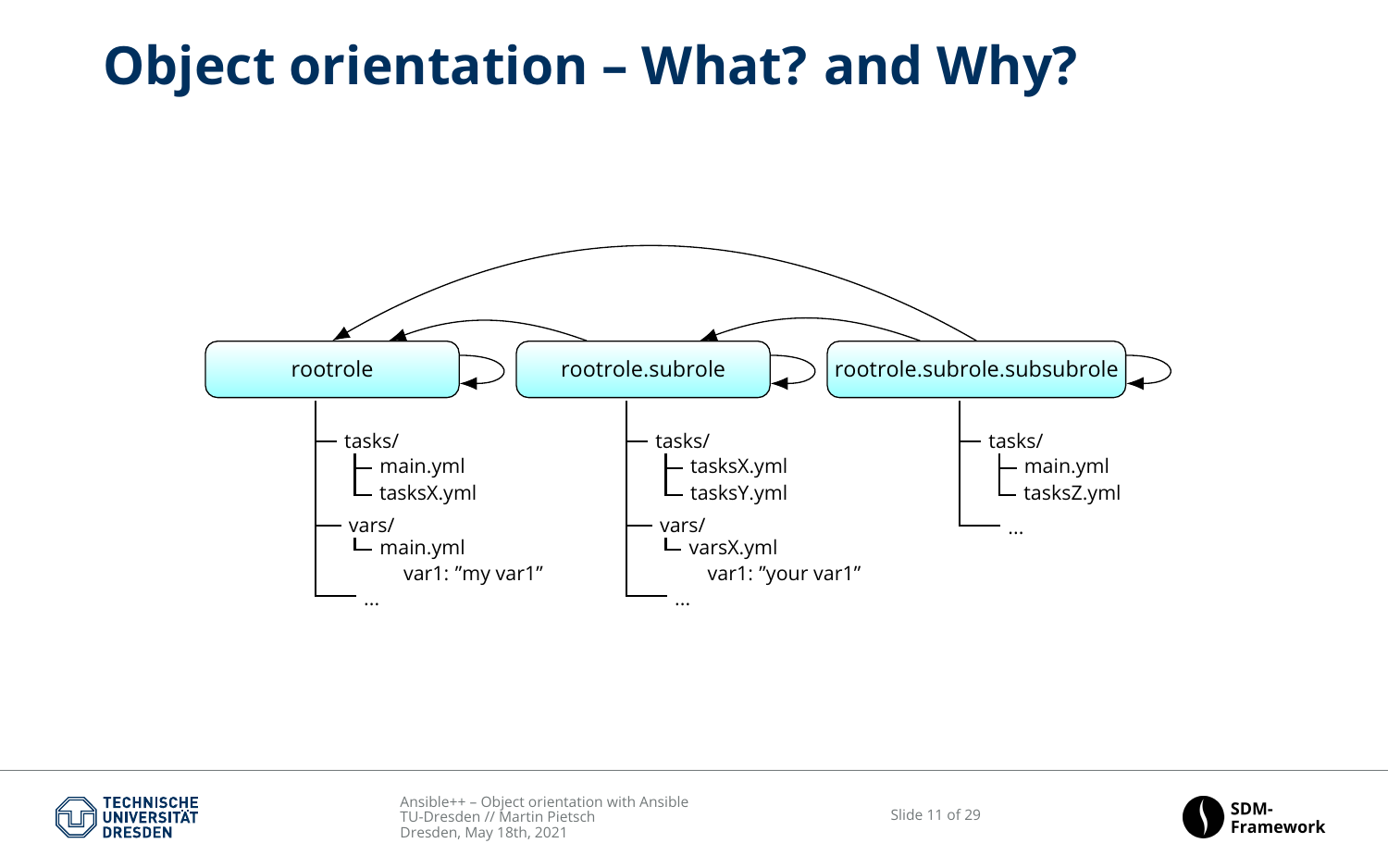# Object orientation – What? and Why?

rootrole

- tasks/
  - main.yml
  - tasksX.yml
- vars/
  - main.yml
    - var1: "my var1"
- ...

rootrole.subrole

- tasks/
  - tasksX.yml
  - tasksY.yml
- vars/
  - varsX.yml
    - var1: "your var1"
- ...

rootrole.subrole.subsubrole

- tasks/
  - main.yml
  - tasksZ.yml
- ...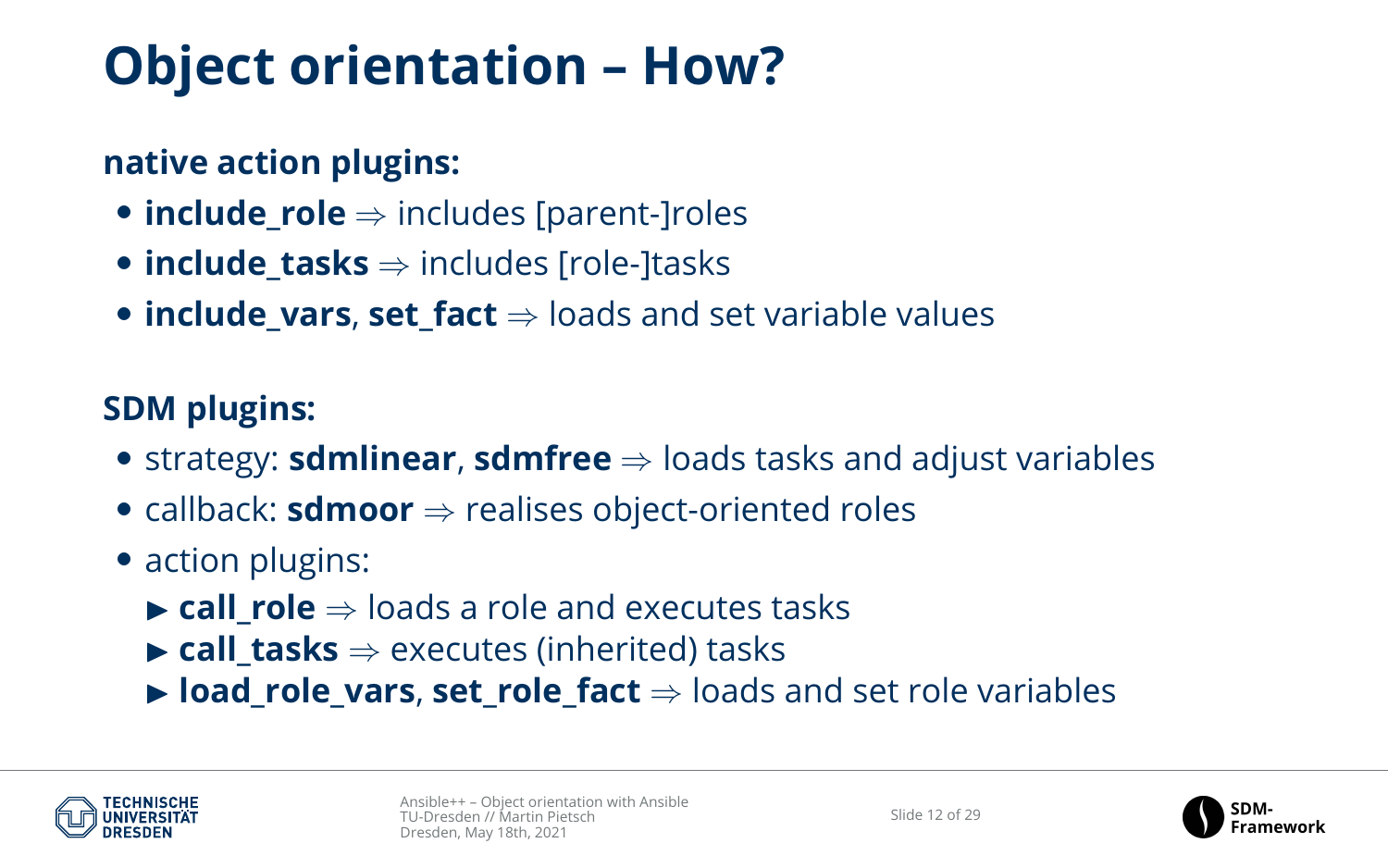# Object orientation – How?

**native action plugins:**

- **include_role** $\Rightarrow$ includes [parent-]roles
- **include_tasks** $\Rightarrow$ includes [role-]tasks
- **include_vars**, **set_fact** $\Rightarrow$ loads and set variable values

**SDM plugins:**

- strategy: **sdmlinear**, **sdmfree** $\Rightarrow$ loads tasks and adjust variables
- callback: **sdmoor** $\Rightarrow$ realises object-oriented roles
- action plugins:
  - **call_role** $\Rightarrow$ loads a role and executes tasks
  - **call_tasks** $\Rightarrow$ executes (inherited) tasks
  - **load_role_vars**, **set_role_fact** $\Rightarrow$ loads and set role variables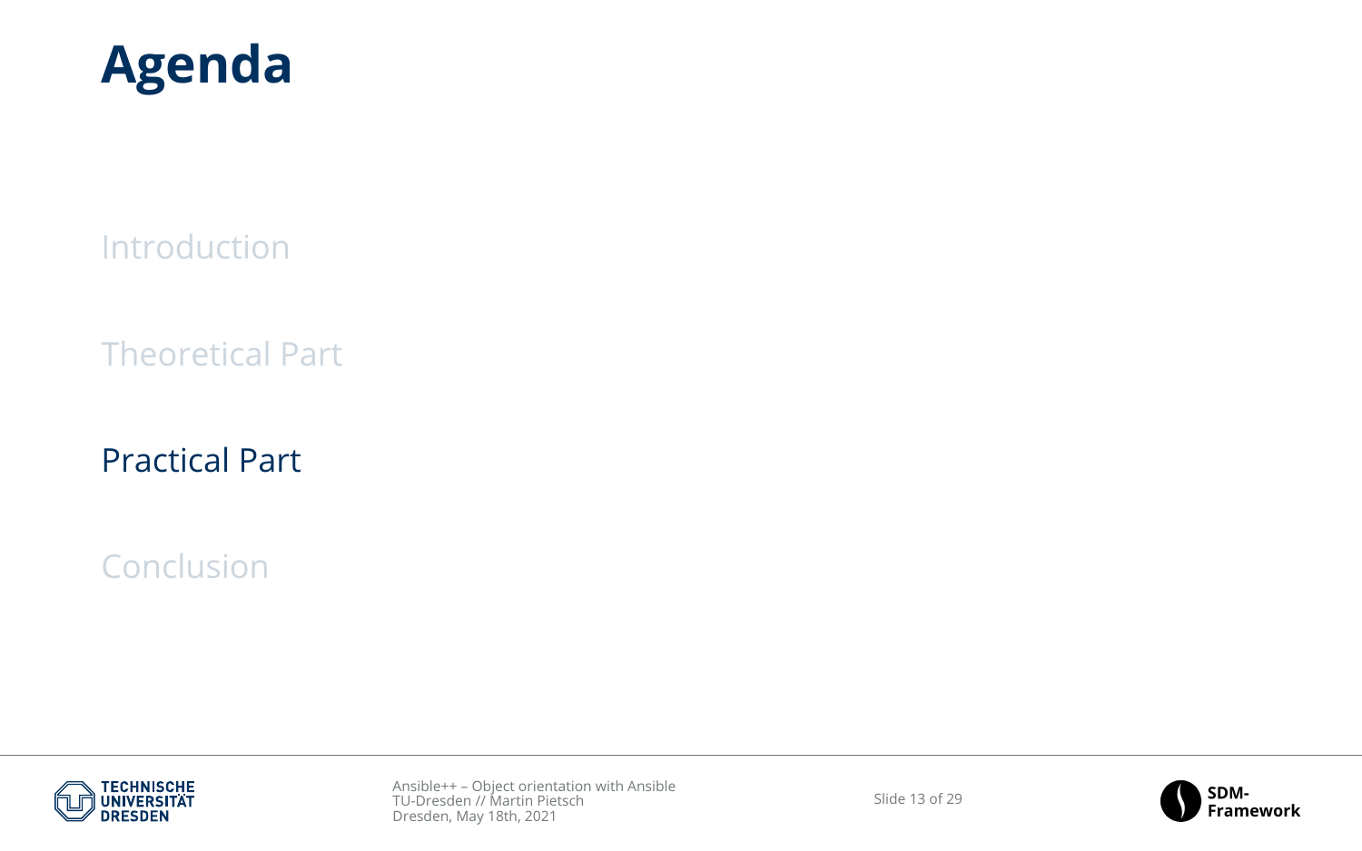# Agenda

Introduction

Theoretical Part

Practical Part

Conclusion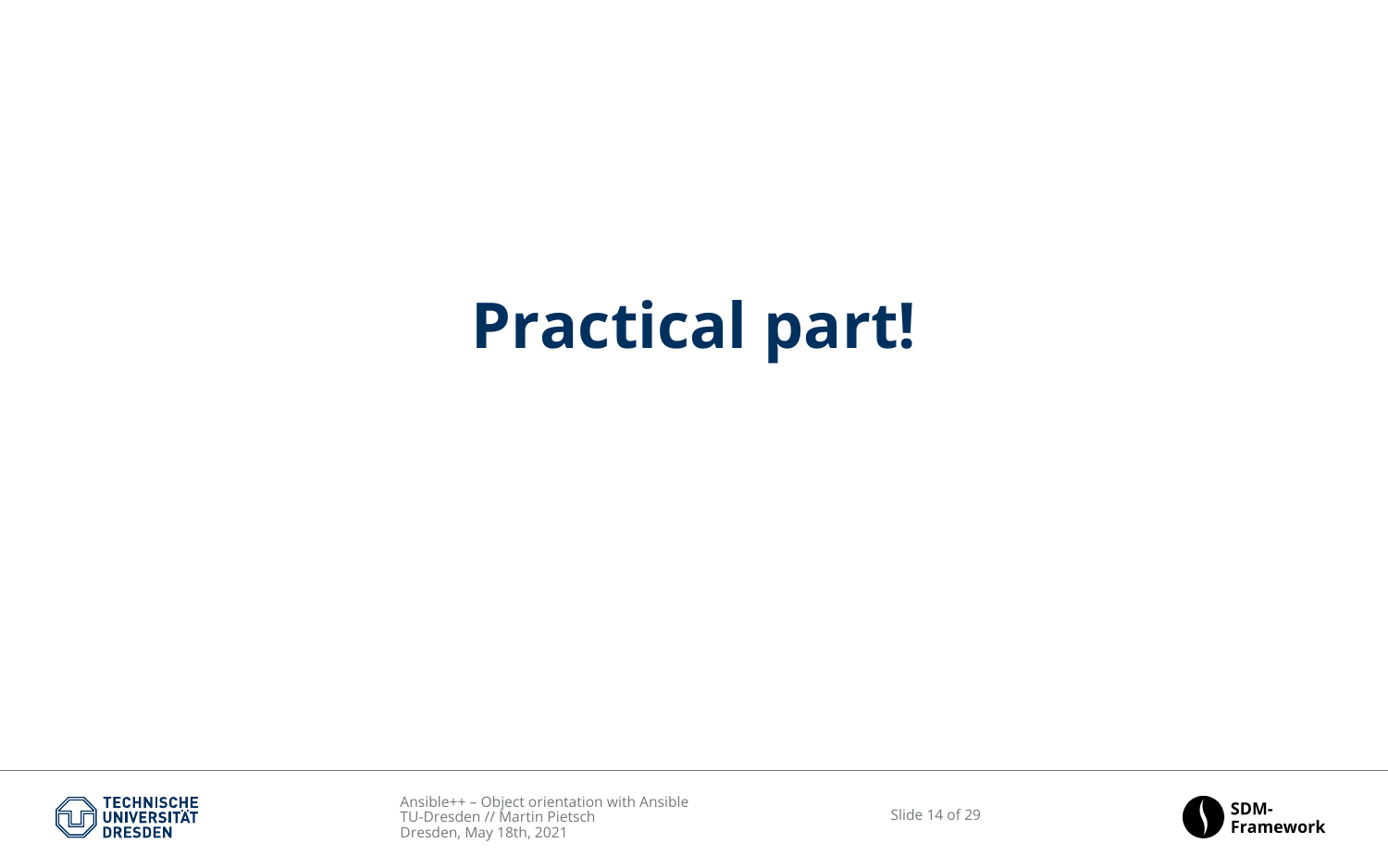# Practical part!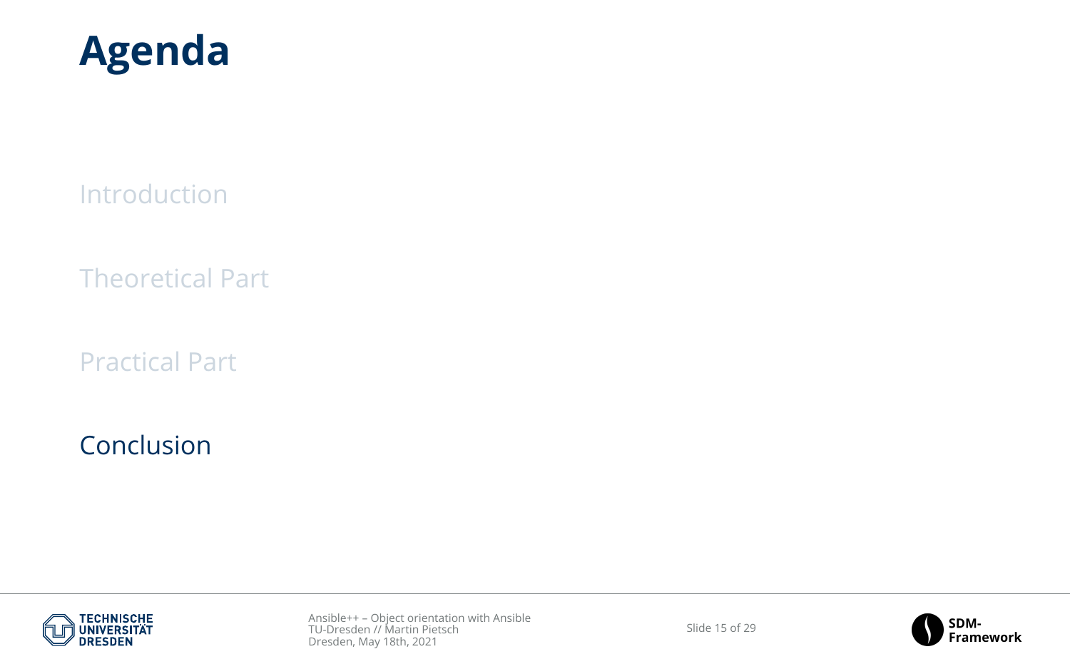# Agenda

Introduction

Theoretical Part

Practical Part

Conclusion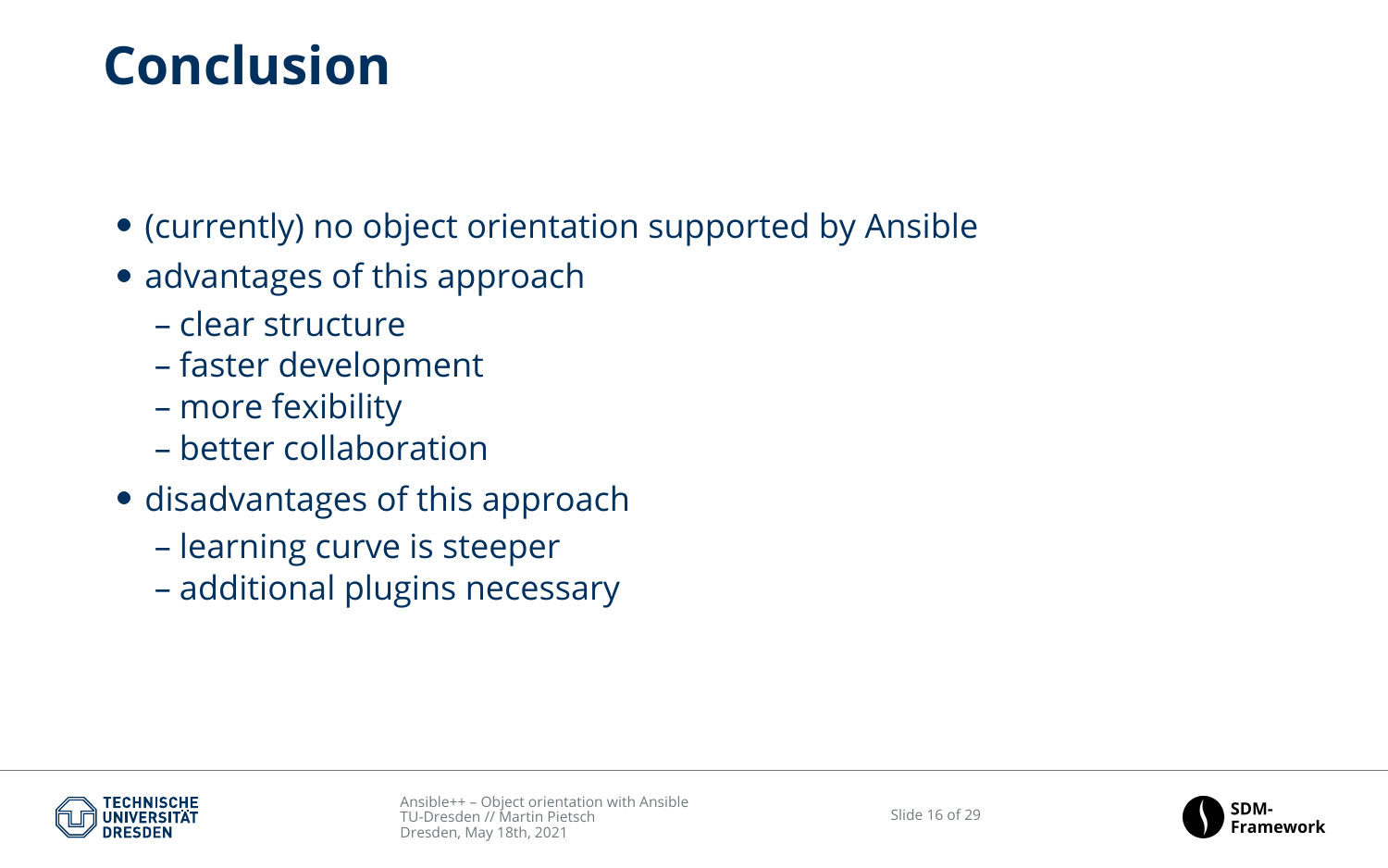# Conclusion

- (currently) no object orientation supported by Ansible
- advantages of this approach
  - clear structure
  - faster development
  - more fexibility
  - better collaboration
- disadvantages of this approach
  - learning curve is steeper
  - additional plugins necessary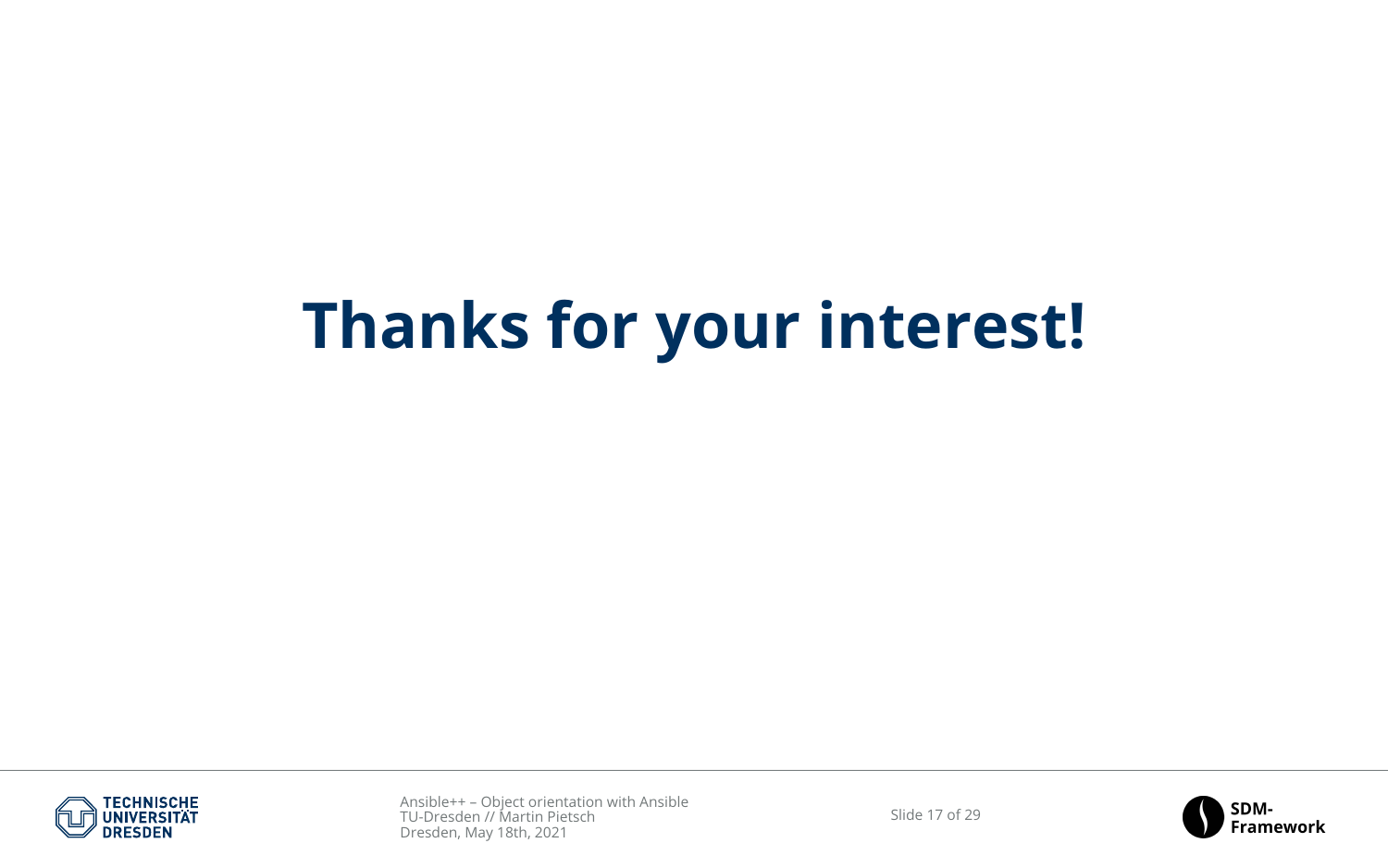# Thanks for your interest!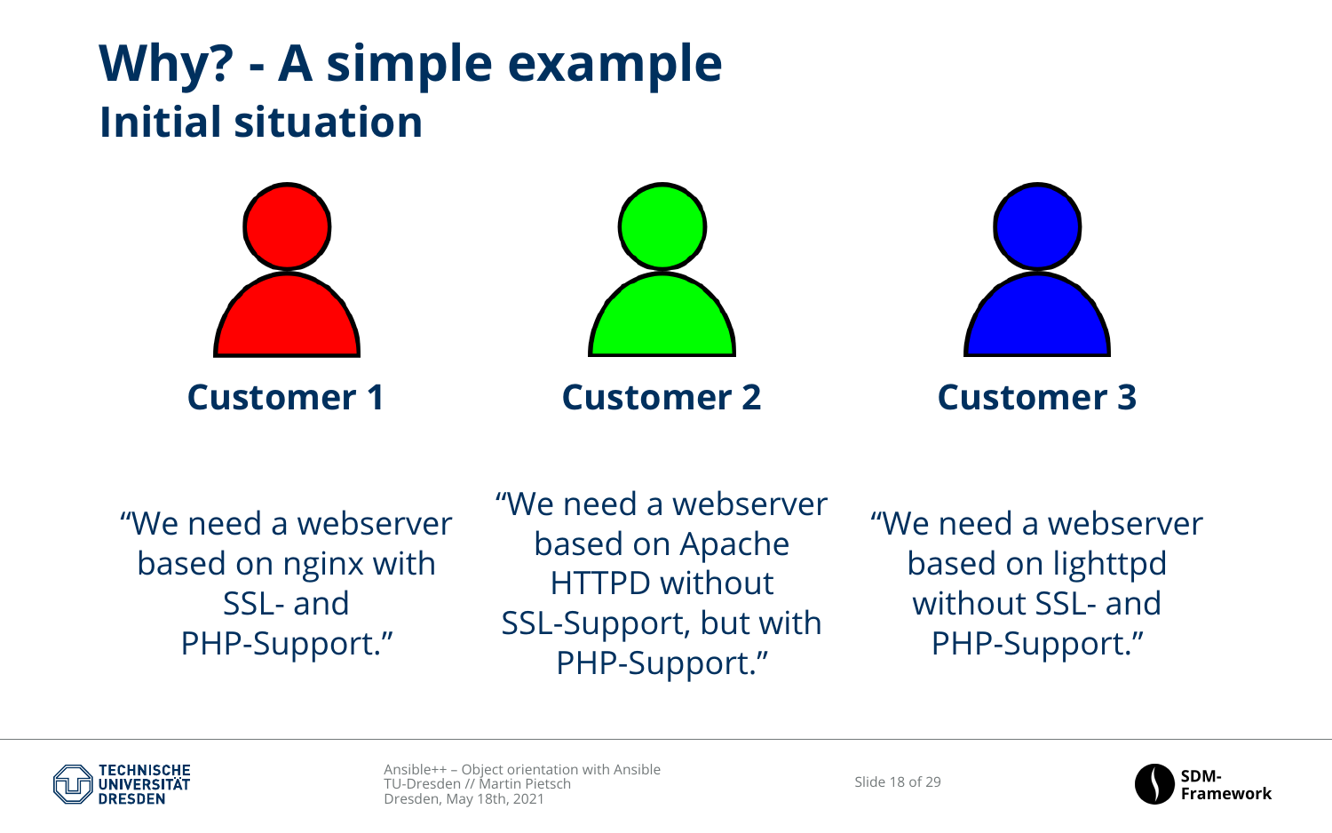# Why? - A simple example

## Initial situation

**Customer 1**

"We need a webserver based on nginx with SSL- and PHP-Support."

**Customer 2**

"We need a webserver based on Apache HTTPD without SSL-Support, but with PHP-Support."

**Customer 3**

"We need a webserver based on lighttpd without SSL- and PHP-Support."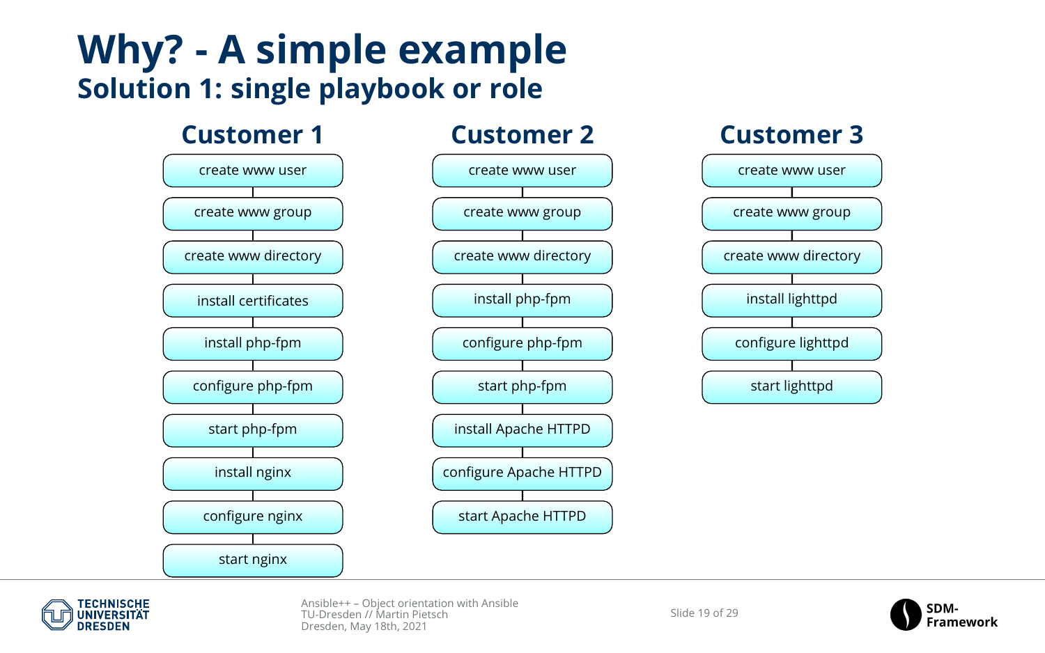# Why? - A simple example

## Solution 1: single playbook or role

### Customer 1

- create www user
- create www group
- create www directory
- install certificates
- install php-fpm
- configure php-fpm
- start php-fpm
- install nginx
- configure nginx
- start nginx

### Customer 2

- create www user
- create www group
- create www directory
- install php-fpm
- configure php-fpm
- start php-fpm
- install Apache HTTPD
- configure Apache HTTPD
- start Apache HTTPD

### Customer 3

- create www user
- create www group
- create www directory
- install lighttpd
- configure lighttpd
- start lighttpd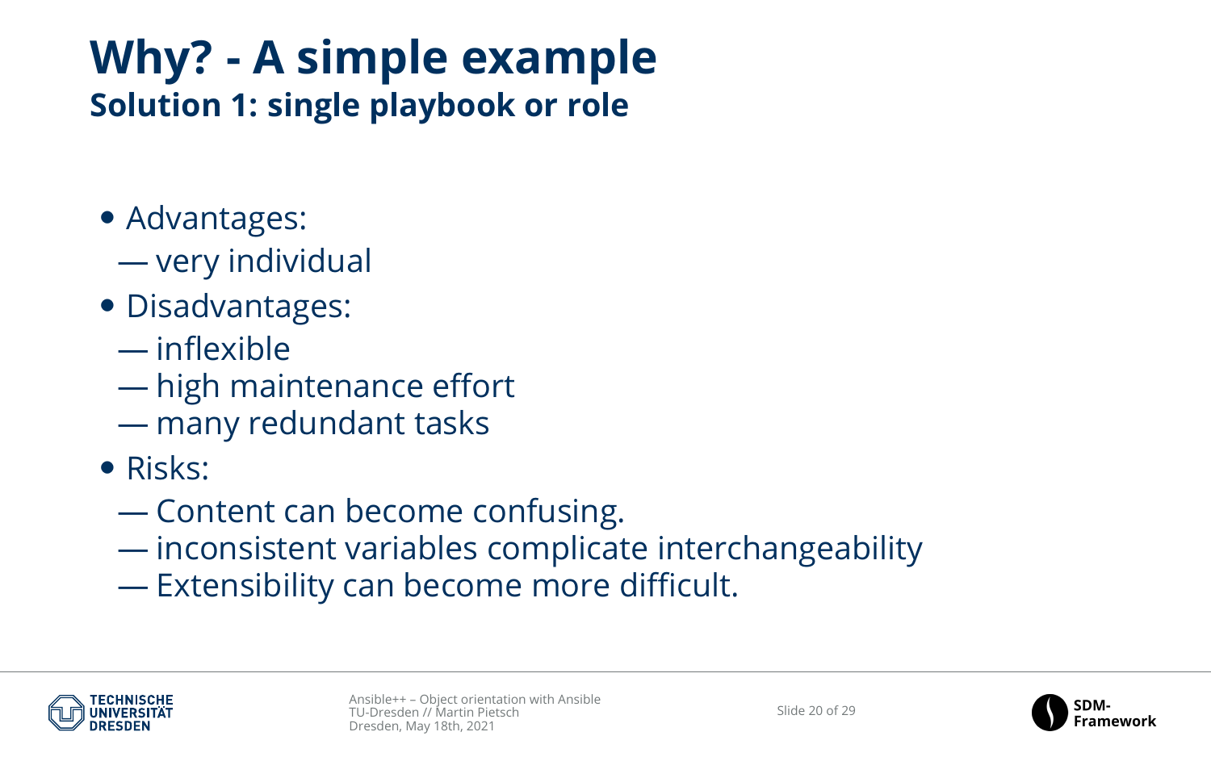# Why? - A simple example

## Solution 1: single playbook or role

- Advantages:
  - very individual
- Disadvantages:
  - inflexible
  - high maintenance effort
  - many redundant tasks
- Risks:
  - Content can become confusing.
  - inconsistent variables complicate interchangeability
  - Extensibility can become more difficult.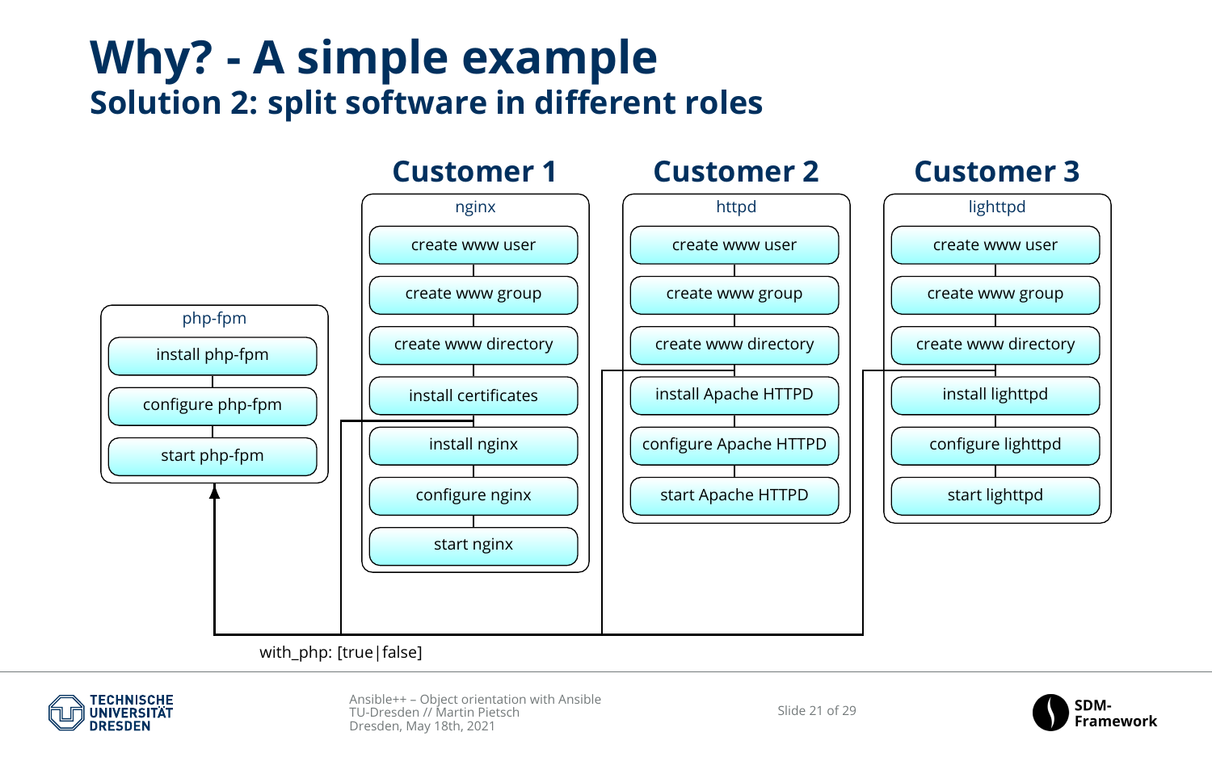# Why? - A simple example

## Solution 2: split software in different roles

**Customer 1**

nginx

- create www user
- create www group
- create www directory
- install certificates
- install nginx
- configure nginx
- start nginx

**Customer 2**

httpd

- create www user
- create www group
- create www directory
- install Apache HTTPD
- configure Apache HTTPD
- start Apache HTTPD

**Customer 3**

lighttpd

- create www user
- create www group
- create www directory
- install lighttpd
- configure lighttpd
- start lighttpd

php-fpm

- install php-fpm
- configure php-fpm
- start php-fpm

with_php: [true|false]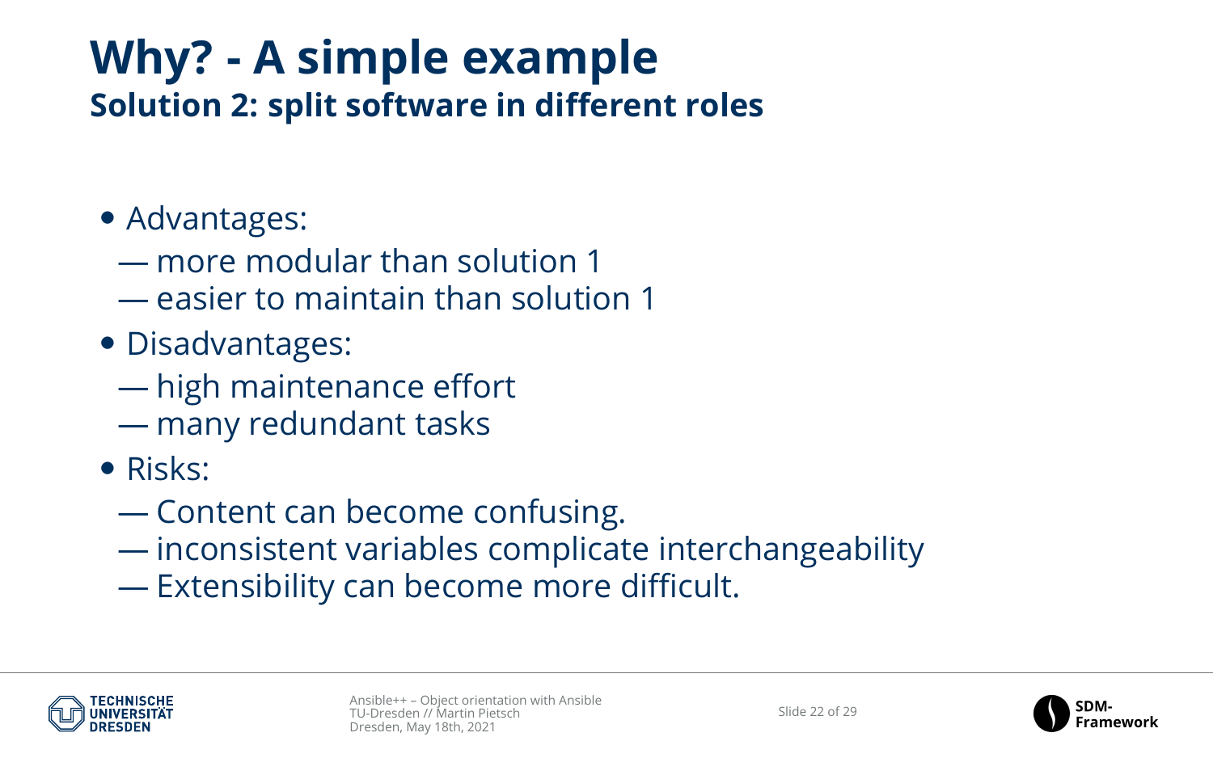# Why? - A simple example

## Solution 2: split software in different roles

- Advantages:
  - — more modular than solution 1
  - — easier to maintain than solution 1
- Disadvantages:
  - — high maintenance effort
  - — many redundant tasks
- Risks:
  - — Content can become confusing.
  - — inconsistent variables complicate interchangeability
  - — Extensibility can become more difficult.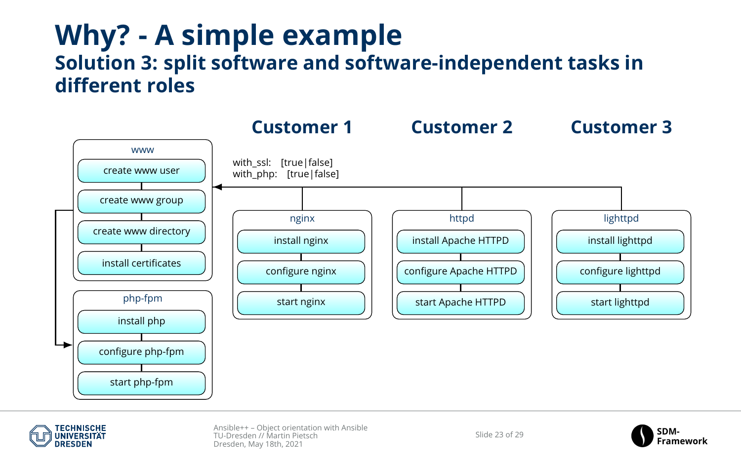# Why? - A simple example

## Solution 3: split software and software-independent tasks in different roles

**Customer 1** | **Customer 2** | **Customer 3**

with_ssl: [true|false]
with_php: [true|false]

**www**
- create www user
- create www group
- create www directory
- install certificates

**php-fpm**
- install php
- configure php-fpm
- start php-fpm

**nginx**
- install nginx
- configure nginx
- start nginx

**httpd**
- install Apache HTTPD
- configure Apache HTTPD
- start Apache HTTPD

**lighttpd**
- install lighttpd
- configure lighttpd
- start lighttpd

Ansible++ – Object orientation with Ansible
TU-Dresden // Martin Pietsch
Dresden, May 18th, 2021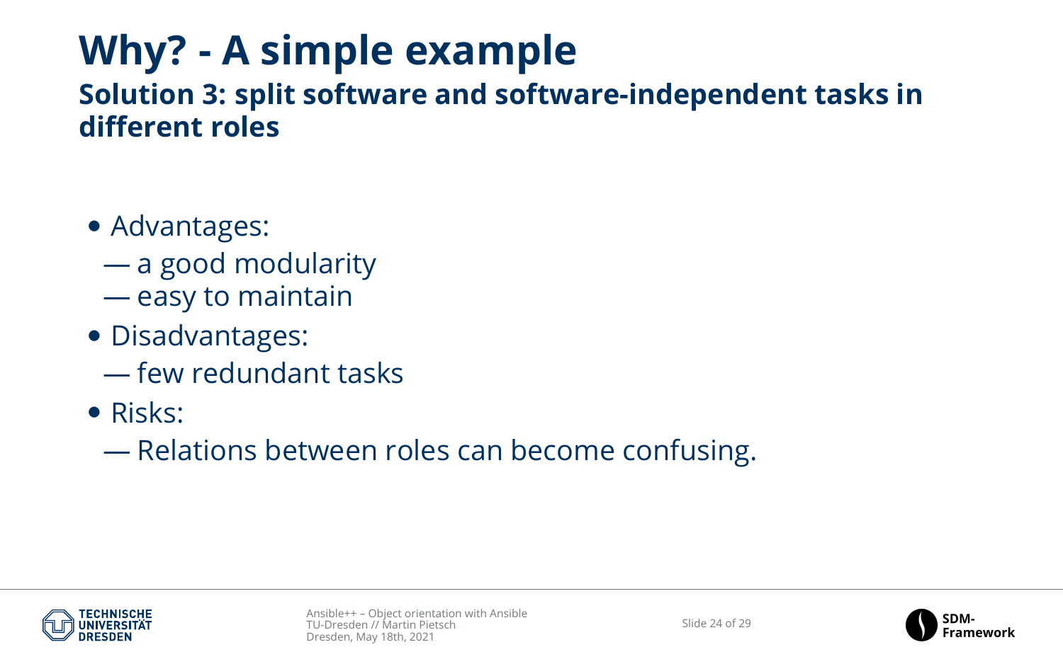# Why? - A simple example

## Solution 3: split software and software-independent tasks in different roles

- Advantages:
  - a good modularity
  - easy to maintain
- Disadvantages:
  - few redundant tasks
- Risks:
  - Relations between roles can become confusing.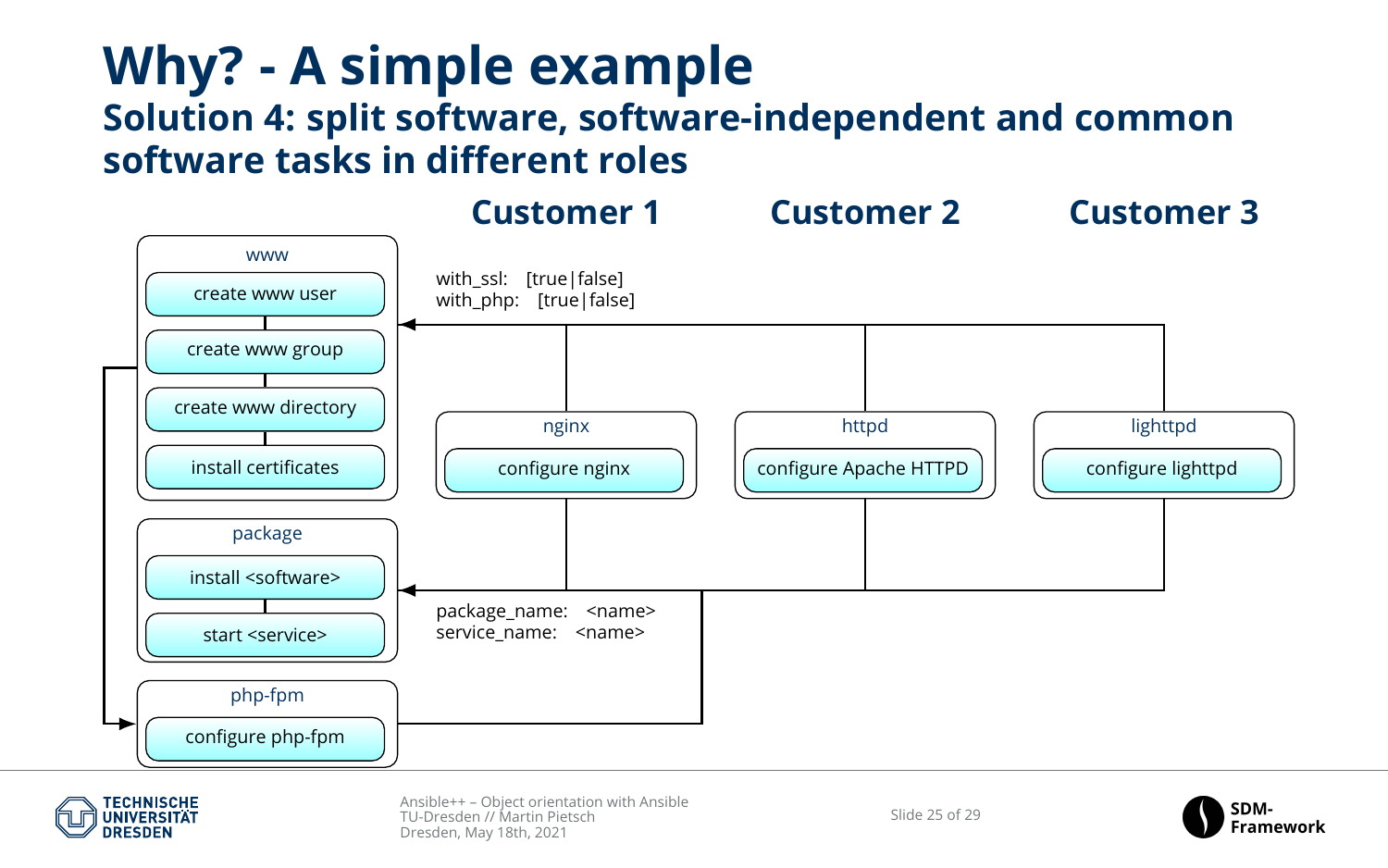# Why? - A simple example

## Solution 4: split software, software-independent and common software tasks in different roles

**Customer 1** **Customer 2** **Customer 3**

www
- create www user
- create www group
- create www directory
- install certificates

with_ssl: [true|false]
with_php: [true|false]

nginx
- configure nginx

httpd
- configure Apache HTTPD

lighttpd
- configure lighttpd

package
- install <software>
- start <service>

package_name: <name>
service_name: <name>

php-fpm
- configure php-fpm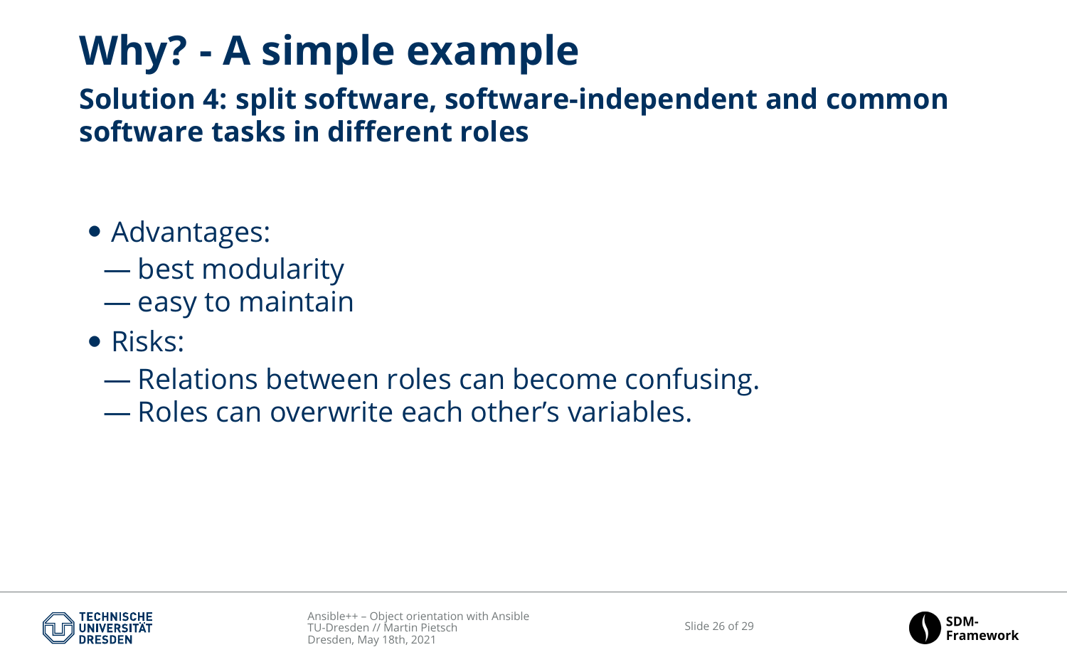# Why? - A simple example

## Solution 4: split software, software-independent and common software tasks in different roles

- Advantages:
  - — best modularity
  - — easy to maintain
- Risks:
  - — Relations between roles can become confusing.
  - — Roles can overwrite each other's variables.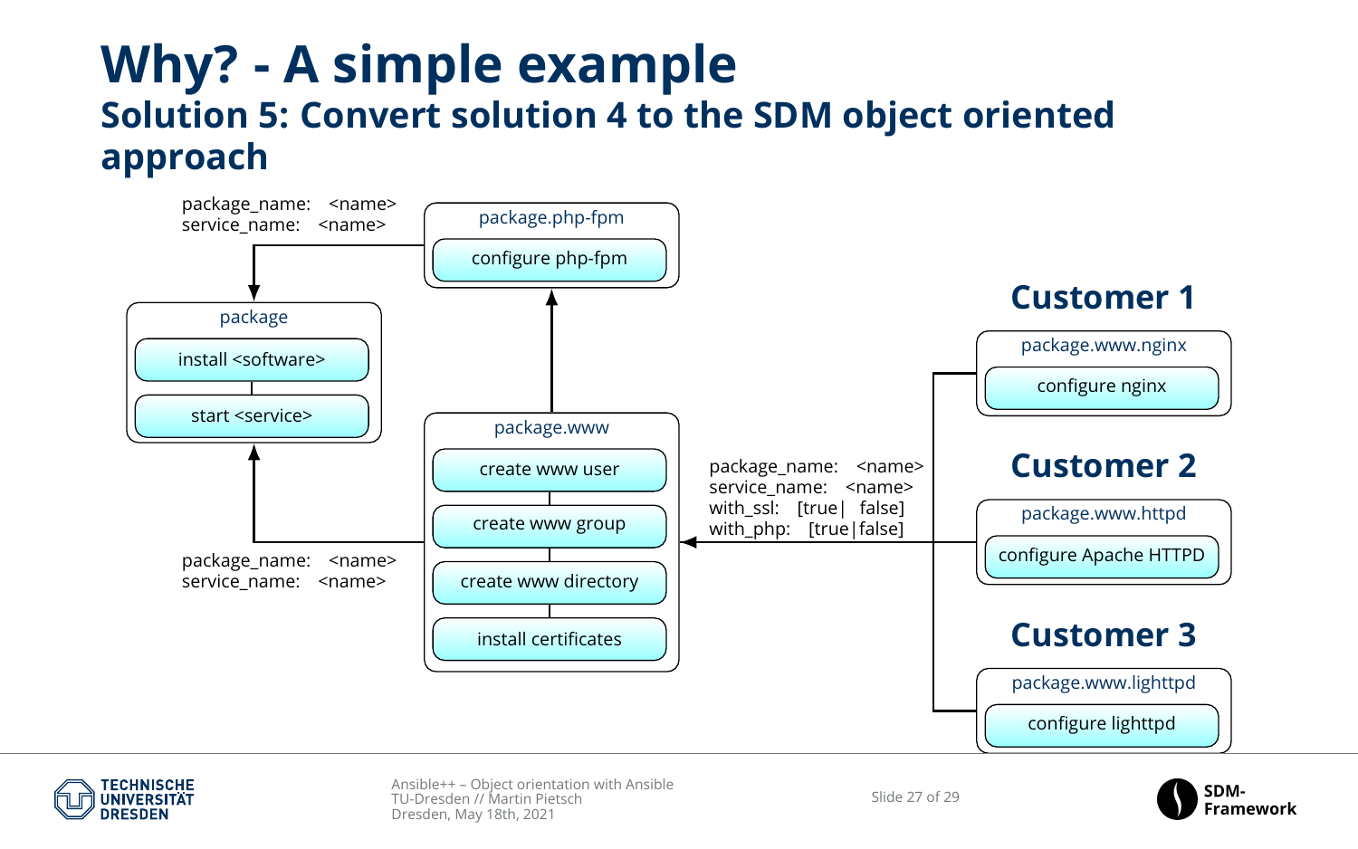# Why? - A simple example

## Solution 5: Convert solution 4 to the SDM object oriented approach

package_name: <name>
service_name: <name>

**package.php-fpm**
- configure php-fpm

**package**
- install <software>
- start <service>

**package.www**
- create www user
- create www group
- create www directory
- install certificates

package_name: <name>
service_name: <name>

package_name: <name>
service_name: <name>
with_ssl: [true| false]
with_php: [true|false]

### Customer 1

**package.www.nginx**
- configure nginx

### Customer 2

**package.www.httpd**
- configure Apache HTTPD

### Customer 3

**package.www.lighttpd**
- configure lighttpd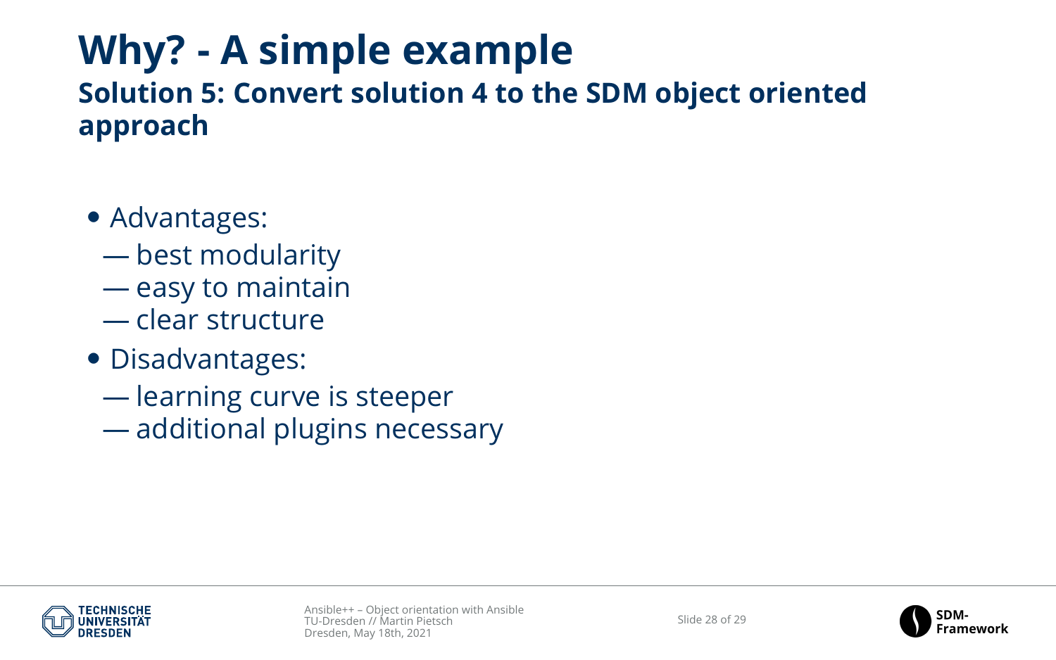# Why? - A simple example

## Solution 5: Convert solution 4 to the SDM object oriented approach

- Advantages:
  - best modularity
  - easy to maintain
  - clear structure
- Disadvantages:
  - learning curve is steeper
  - additional plugins necessary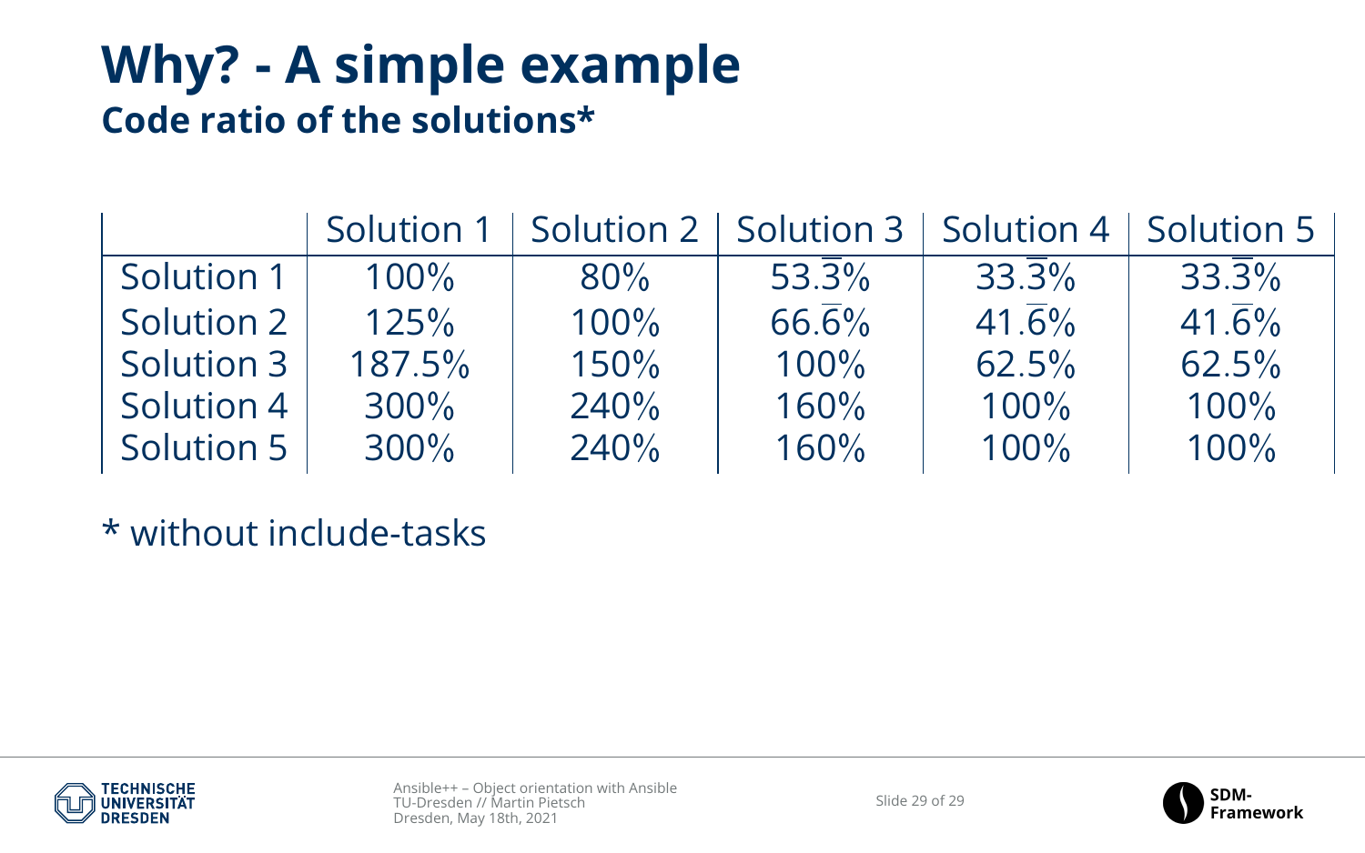# Why? - A simple example

## Code ratio of the solutions*

| | Solution 1 | Solution 2 | Solution 3 | Solution 4 | Solution 5 |
|---|---|---|---|---|---|
| Solution 1 | 100% | 80% | $53.\overline{3}\%$ | $33.\overline{3}\%$ | $33.\overline{3}\%$ |
| Solution 2 | 125% | 100% | $66.\overline{6}\%$ | $41.\overline{6}\%$ | $41.\overline{6}\%$ |
| Solution 3 | 187.5% | 150% | 100% | 62.5% | 62.5% |
| Solution 4 | 300% | 240% | 160% | 100% | 100% |
| Solution 5 | 300% | 240% | 160% | 100% | 100% |

* without include-tasks